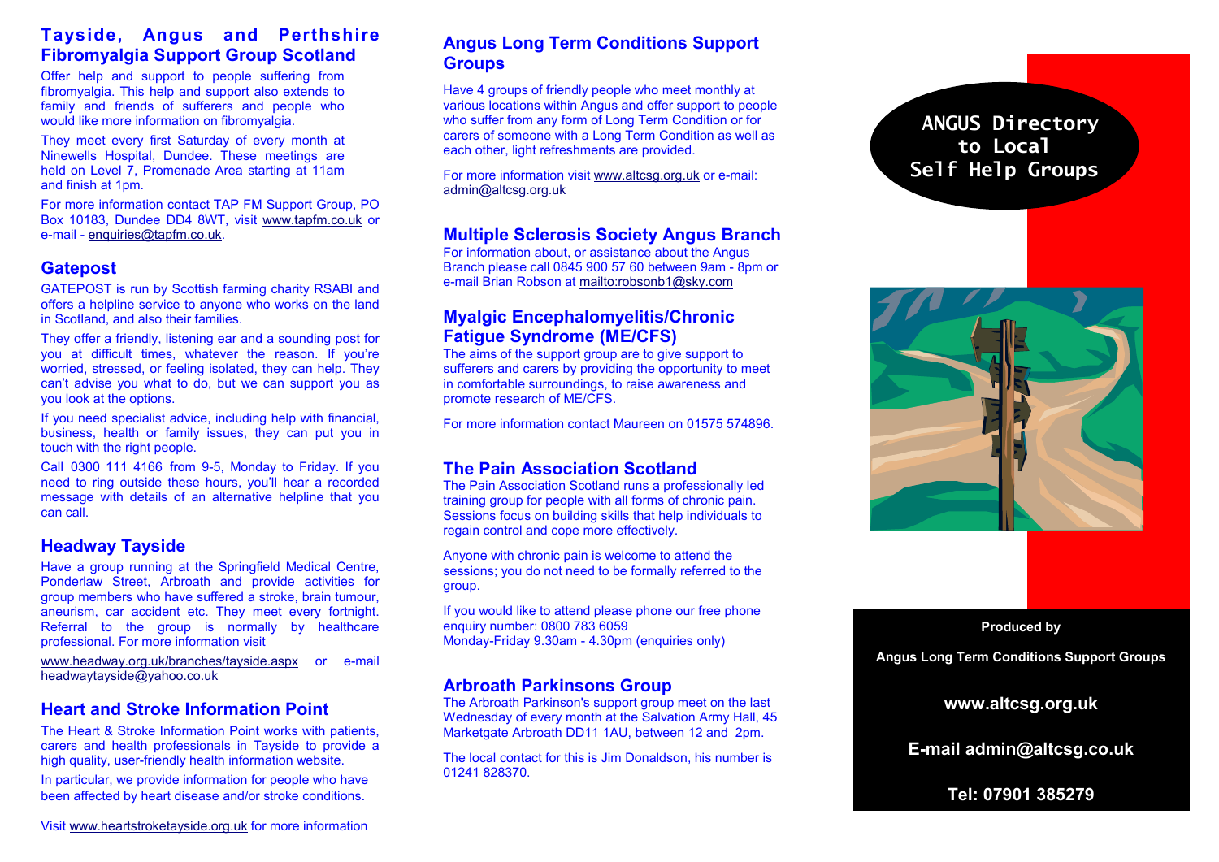## Tayside, Angus and Perthshire Fibromyalgia Support Group Scotland

Offer help and support to people suffering from fibromyalgia. This help and support also extends to family and friends of sufferers and people who would like more information on fibromyalgia.

They meet every first Saturday of every month at Ninewells Hospital, Dundee. These meetings are held on Level 7, Promenade Area starting at 11am and finish at 1pm.

For more information contact TAP FM Support Group, PO Box 10183, Dundee DD4 8WT, visit www.tapfm.co.uk or e-mail - enquiries@tapfm.co.uk.

## Gatepost

GATEPOST is run by Scottish farming charity RSABI and offers a helpline service to anyone who works on the land in Scotland, and also their families.

They offer a friendly, listening ear and a sounding post for you at difficult times, whatever the reason. If you're worried, stressed, or feeling isolated, they can help. They can't advise you what to do, but we can support you as you look at the options.

If you need specialist advice, including help with financial, business, health or family issues, they can put you in touch with the right people.

Call 0300 111 4166 from 9-5, Monday to Friday. If you need to ring outside these hours, you'll hear a recorded message with details of an alternative helpline that you can call.

## Headway Tayside

Have a group running at the Springfield Medical Centre, Ponderlaw Street, Arbroath and provide activities for group members who have suffered a stroke, brain tumour, aneurism, car accident etc. They meet every fortnight. Referral to the group is normally by healthcare professional. For more information visit

www.headway.org.uk/branches/tayside.aspx or e-mail headwaytayside@yahoo.co.uk

## Heart and Stroke Information Point

The Heart & Stroke Information Point works with patients, carers and health professionals in Tayside to provide a high quality, user-friendly health information website.

In particular, we provide information for people who have been affected by heart disease and/or stroke conditions.

Visit www.heartstroketayside.org.uk for more information

## Angus Long Term Conditions Support Groups

Have 4 groups of friendly people who meet monthly at various locations within Angus and offer support to people who suffer from any form of Long Term Condition or for carers of someone with a Long Term Condition as well as each other, light refreshments are provided.

For more information visit www.altcsg.org.uk or e-mail: admin@altcsg.org.uk

## Multiple Sclerosis Society Angus Branch

For information about, or assistance about the Angus Branch please call 0845 900 57 60 between 9am - 8pm or e-mail Brian Robson at mailto:robsonb1@sky.com

## Myalgic Encephalomyelitis/Chronic Fatigue Syndrome (ME/CFS)

The aims of the support group are to give support to sufferers and carers by providing the opportunity to meet in comfortable surroundings, to raise awareness and promote research of ME/CFS.

For more information contact Maureen on 01575 574896.

## The Pain Association Scotland

The Pain Association Scotland runs a professionally led training group for people with all forms of chronic pain. Sessions focus on building skills that help individuals to regain control and cope more effectively.

Anyone with chronic pain is welcome to attend the sessions; you do not need to be formally referred to the group.

If you would like to attend please phone our free phone enquiry number: 0800 783 6059
Monday-Friday 9.30am - 4.30pm (enquiries only)

## Arbroath Parkinsons Group

The Arbroath Parkinson's support group meet on the last Wednesday of every month at the Salvation Army Hall, 45 Marketgate Arbroath DD11 1AU, between 12 and 2pm.

The local contact for this is Jim Donaldson, his number is 01241 828370.

# ANGUS Directory to Local Self Help Groups

**Produced by**

**Angus Long Term Conditions Support Groups**

**www.altcsg.org.uk**

**E-mail admin@altcsg.co.uk**

**Tel: 07901 385279**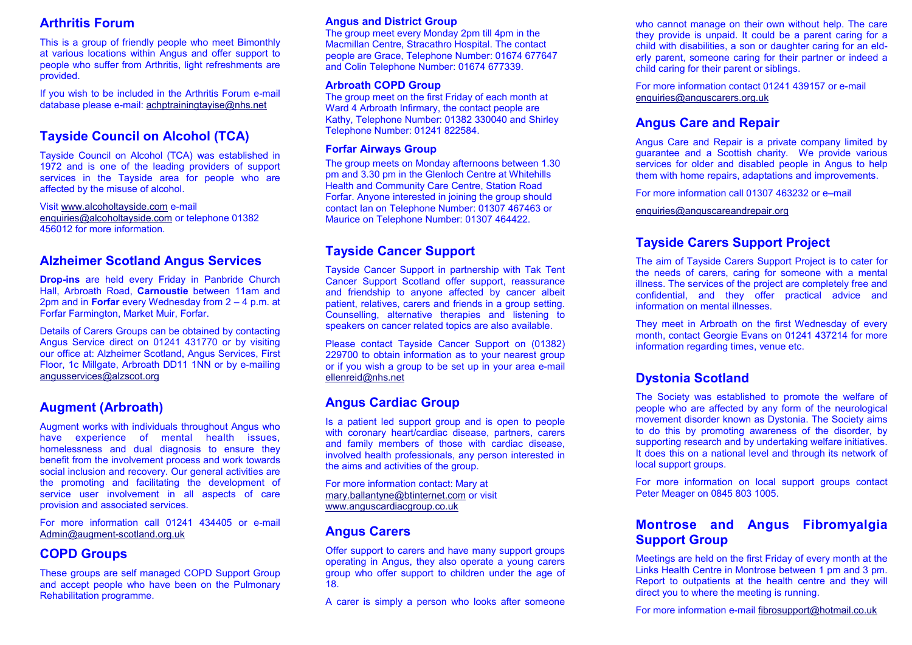## Arthritis Forum

This is a group of friendly people who meet Bimonthly at various locations within Angus and offer support to people who suffer from Arthritis, light refreshments are provided.

If you wish to be included in the Arthritis Forum e-mail database please e-mail: achptrainingtayise@nhs.net

## Tayside Council on Alcohol (TCA)

Tayside Council on Alcohol (TCA) was established in 1972 and is one of the leading providers of support services in the Tayside area for people who are affected by the misuse of alcohol.

Visit www.alcoholtayside.com e-mail enquiries@alcoholtayside.com or telephone 01382 456012 for more information.

## Alzheimer Scotland Angus Services

**Drop-ins** are held every Friday in Panbride Church Hall, Arbroath Road, **Carnoustie** between 11am and 2pm and in **Forfar** every Wednesday from 2 – 4 p.m. at Forfar Farmington, Market Muir, Forfar.

Details of Carers Groups can be obtained by contacting Angus Service direct on 01241 431770 or by visiting our office at: Alzheimer Scotland, Angus Services, First Floor, 1c Millgate, Arbroath DD11 1NN or by e-mailing angusservices@alzscot.org

## Augment (Arbroath)

Augment works with individuals throughout Angus who have experience of mental health issues, homelessness and dual diagnosis to ensure they benefit from the involvement process and work towards social inclusion and recovery. Our general activities are the promoting and facilitating the development of service user involvement in all aspects of care provision and associated services.

For more information call 01241 434405 or e-mail Admin@augment-scotland.org.uk

## COPD Groups

These groups are self managed COPD Support Group and accept people who have been on the Pulmonary Rehabilitation programme.

### Angus and District Group

The group meet every Monday 2pm till 4pm in the Macmillan Centre, Stracathro Hospital. The contact people are Grace, Telephone Number: 01674 677647 and Colin Telephone Number: 01674 677339.

### Arbroath COPD Group

The group meet on the first Friday of each month at Ward 4 Arbroath Infirmary, the contact people are Kathy, Telephone Number: 01382 330040 and Shirley Telephone Number: 01241 822584.

### Forfar Airways Group

The group meets on Monday afternoons between 1.30 pm and 3.30 pm in the Glenloch Centre at Whitehills Health and Community Care Centre, Station Road Forfar. Anyone interested in joining the group should contact Ian on Telephone Number: 01307 467463 or Maurice on Telephone Number: 01307 464422.

## Tayside Cancer Support

Tayside Cancer Support in partnership with Tak Tent Cancer Support Scotland offer support, reassurance and friendship to anyone affected by cancer albeit patient, relatives, carers and friends in a group setting. Counselling, alternative therapies and listening to speakers on cancer related topics are also available.

Please contact Tayside Cancer Support on (01382) 229700 to obtain information as to your nearest group or if you wish a group to be set up in your area e-mail ellenreid@nhs.net

## Angus Cardiac Group

Is a patient led support group and is open to people with coronary heart/cardiac disease, partners, carers and family members of those with cardiac disease, involved health professionals, any person interested in the aims and activities of the group.

For more information contact: Mary at mary.ballantyne@btinternet.com or visit www.anguscardiacgroup.co.uk

## Angus Carers

Offer support to carers and have many support groups operating in Angus, they also operate a young carers group who offer support to children under the age of 18.

A carer is simply a person who looks after someone who cannot manage on their own without help. The care they provide is unpaid. It could be a parent caring for a child with disabilities, a son or daughter caring for an elderly parent, someone caring for their partner or indeed a child caring for their parent or siblings.

For more information contact 01241 439157 or e-mail enquiries@anguscarers.org.uk

## Angus Care and Repair

Angus Care and Repair is a private company limited by guarantee and a Scottish charity. We provide various services for older and disabled people in Angus to help them with home repairs, adaptations and improvements.

For more information call 01307 463232 or e–mail

enquiries@anguscareandrepair.org

## Tayside Carers Support Project

The aim of Tayside Carers Support Project is to cater for the needs of carers, caring for someone with a mental illness. The services of the project are completely free and confidential, and they offer practical advice and information on mental illnesses.

They meet in Arbroath on the first Wednesday of every month, contact Georgie Evans on 01241 437214 for more information regarding times, venue etc.

## Dystonia Scotland

The Society was established to promote the welfare of people who are affected by any form of the neurological movement disorder known as Dystonia. The Society aims to do this by promoting awareness of the disorder, by supporting research and by undertaking welfare initiatives. It does this on a national level and through its network of local support groups.

For more information on local support groups contact Peter Meager on 0845 803 1005.

## Montrose and Angus Fibromyalgia Support Group

Meetings are held on the first Friday of every month at the Links Health Centre in Montrose between 1 pm and 3 pm. Report to outpatients at the health centre and they will direct you to where the meeting is running.

For more information e-mail fibrosupport@hotmail.co.uk